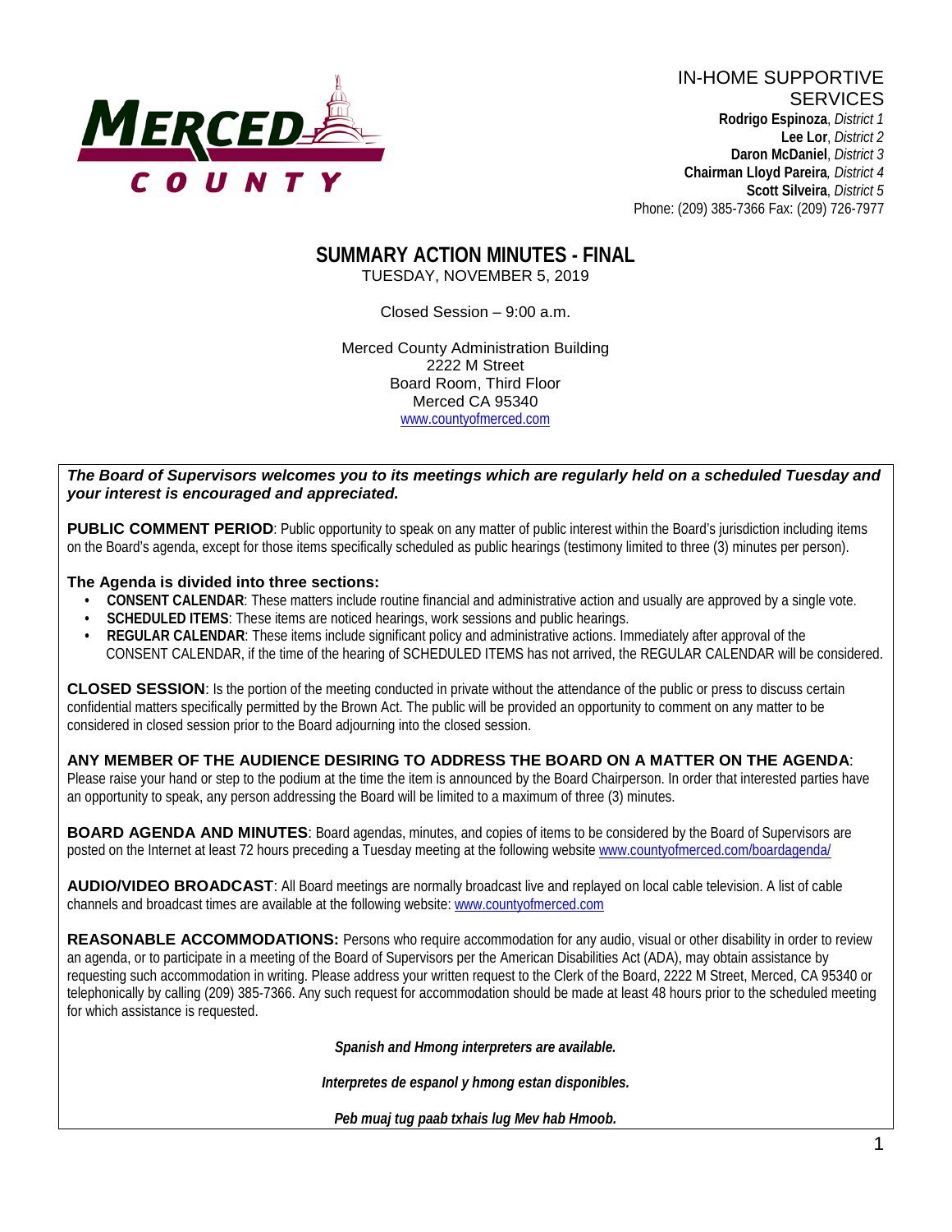MERCED COUNTY

IN-HOME SUPPORTIVE SERVICES

**Rodrigo Espinoza**, *District 1*
**Lee Lor**, *District 2*
**Daron McDaniel**, *District 3*
**Chairman Lloyd Pareira**, *District 4*
**Scott Silveira**, *District 5*
Phone: (209) 385-7366 Fax: (209) 726-7977

# SUMMARY ACTION MINUTES - FINAL

TUESDAY, NOVEMBER 5, 2019

Closed Session – 9:00 a.m.

Merced County Administration Building
2222 M Street
Board Room, Third Floor
Merced CA 95340
www.countyofmerced.com

***The Board of Supervisors welcomes you to its meetings which are regularly held on a scheduled Tuesday and your interest is encouraged and appreciated.***

**PUBLIC COMMENT PERIOD**: Public opportunity to speak on any matter of public interest within the Board's jurisdiction including items on the Board's agenda, except for those items specifically scheduled as public hearings (testimony limited to three (3) minutes per person).

**The Agenda is divided into three sections:**

- **CONSENT CALENDAR**: These matters include routine financial and administrative action and usually are approved by a single vote.
- **SCHEDULED ITEMS**: These items are noticed hearings, work sessions and public hearings.
- **REGULAR CALENDAR**: These items include significant policy and administrative actions. Immediately after approval of the CONSENT CALENDAR, if the time of the hearing of SCHEDULED ITEMS has not arrived, the REGULAR CALENDAR will be considered.

**CLOSED SESSION**: Is the portion of the meeting conducted in private without the attendance of the public or press to discuss certain confidential matters specifically permitted by the Brown Act. The public will be provided an opportunity to comment on any matter to be considered in closed session prior to the Board adjourning into the closed session.

**ANY MEMBER OF THE AUDIENCE DESIRING TO ADDRESS THE BOARD ON A MATTER ON THE AGENDA**: Please raise your hand or step to the podium at the time the item is announced by the Board Chairperson. In order that interested parties have an opportunity to speak, any person addressing the Board will be limited to a maximum of three (3) minutes.

**BOARD AGENDA AND MINUTES**: Board agendas, minutes, and copies of items to be considered by the Board of Supervisors are posted on the Internet at least 72 hours preceding a Tuesday meeting at the following website www.countyofmerced.com/boardagenda/

**AUDIO/VIDEO BROADCAST**: All Board meetings are normally broadcast live and replayed on local cable television. A list of cable channels and broadcast times are available at the following website: www.countyofmerced.com

**REASONABLE ACCOMMODATIONS:** Persons who require accommodation for any audio, visual or other disability in order to review an agenda, or to participate in a meeting of the Board of Supervisors per the American Disabilities Act (ADA), may obtain assistance by requesting such accommodation in writing. Please address your written request to the Clerk of the Board, 2222 M Street, Merced, CA 95340 or telephonically by calling (209) 385-7366. Any such request for accommodation should be made at least 48 hours prior to the scheduled meeting for which assistance is requested.

***Spanish and Hmong interpreters are available.***

***Interpretes de espanol y hmong estan disponibles.***

***Peb muaj tug paab txhais lug Mev hab Hmoob.***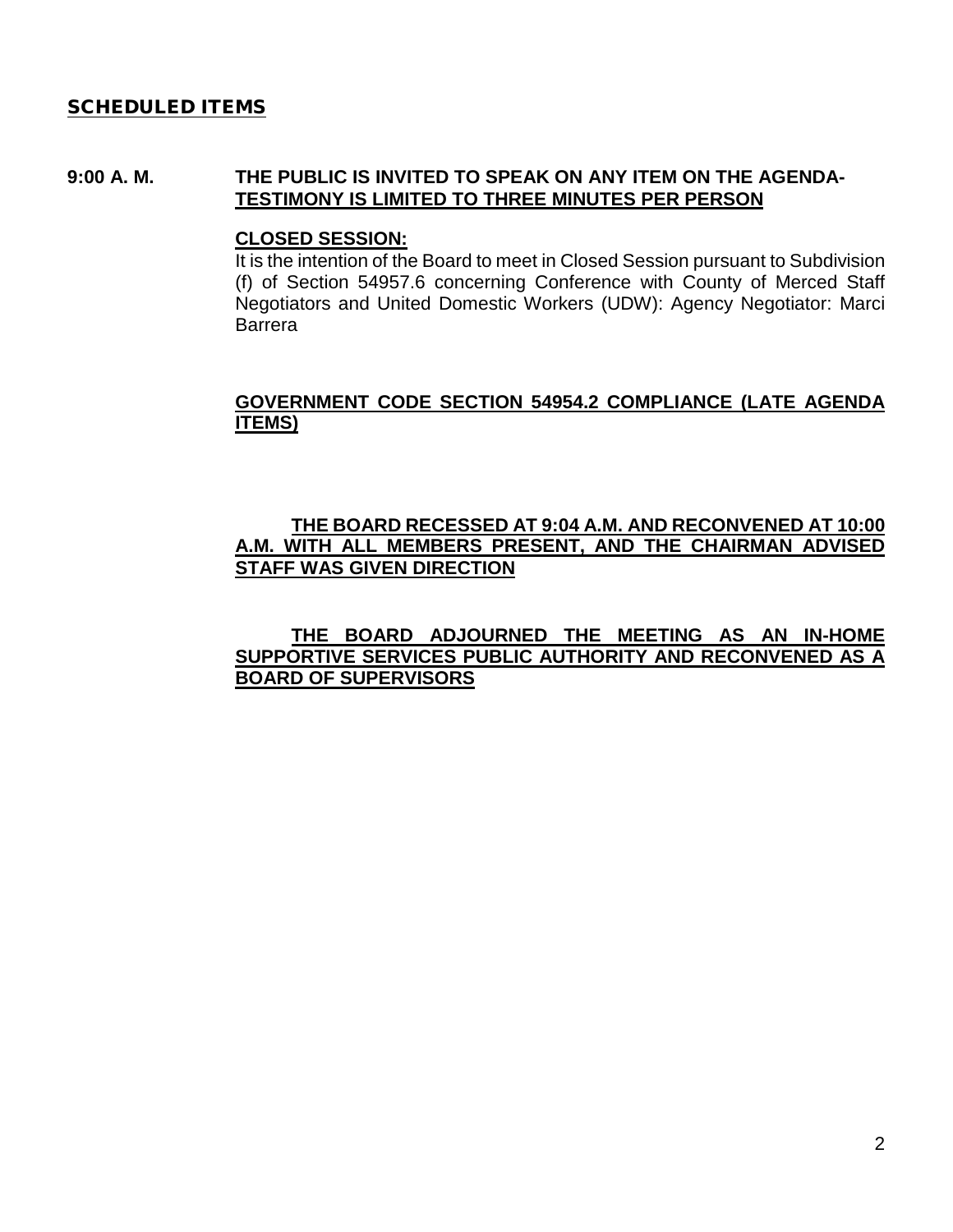## SCHEDULED ITEMS

**9:00 A. M.** **THE PUBLIC IS INVITED TO SPEAK ON ANY ITEM ON THE AGENDA- TESTIMONY IS LIMITED TO THREE MINUTES PER PERSON**

**CLOSED SESSION:**

It is the intention of the Board to meet in Closed Session pursuant to Subdivision (f) of Section 54957.6 concerning Conference with County of Merced Staff Negotiators and United Domestic Workers (UDW): Agency Negotiator: Marci Barrera

**GOVERNMENT CODE SECTION 54954.2 COMPLIANCE (LATE AGENDA ITEMS)**

**THE BOARD RECESSED AT 9:04 A.M. AND RECONVENED AT 10:00 A.M. WITH ALL MEMBERS PRESENT, AND THE CHAIRMAN ADVISED STAFF WAS GIVEN DIRECTION**

**THE BOARD ADJOURNED THE MEETING AS AN IN-HOME SUPPORTIVE SERVICES PUBLIC AUTHORITY AND RECONVENED AS A BOARD OF SUPERVISORS**